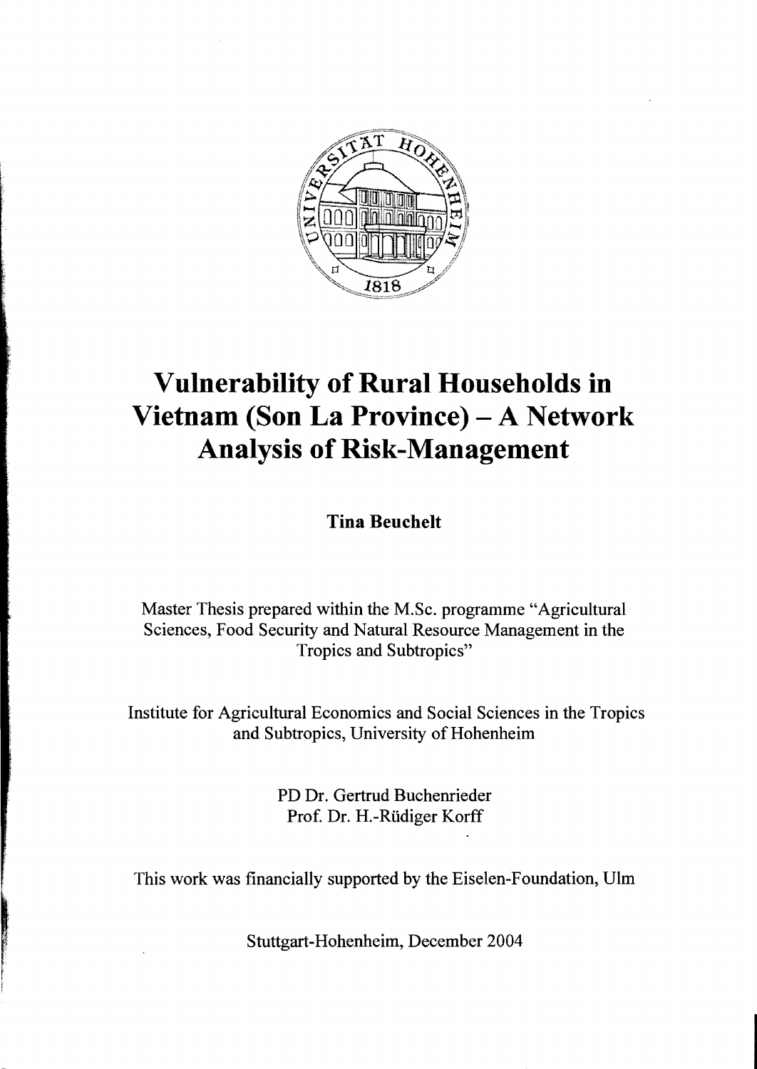# Vulnerability of Rural Households in Vietnam (Son La Province) – A Network Analysis of Risk-Management

**Tina Beuchelt**

Master Thesis prepared within the M.Sc. programme "Agricultural Sciences, Food Security and Natural Resource Management in the Tropics and Subtropics"

Institute for Agricultural Economics and Social Sciences in the Tropics and Subtropics, University of Hohenheim

PD Dr. Gertrud Buchenrieder
Prof. Dr. H.-Rüdiger Korff

This work was financially supported by the Eiselen-Foundation, Ulm

Stuttgart-Hohenheim, December 2004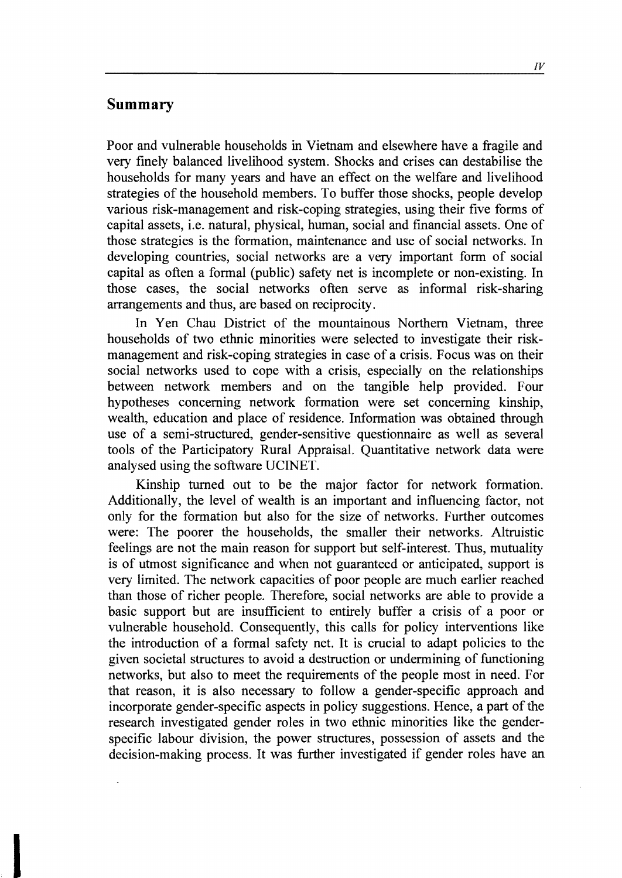## Summary

Poor and vulnerable households in Vietnam and elsewhere have a fragile and very finely balanced livelihood system. Shocks and crises can destabilise the households for many years and have an effect on the welfare and livelihood strategies of the household members. To buffer those shocks, people develop various risk-management and risk-coping strategies, using their five forms of capital assets, i.e. natural, physical, human, social and financial assets. One of those strategies is the formation, maintenance and use of social networks. In developing countries, social networks are a very important form of social capital as often a formal (public) safety net is incomplete or non-existing. In those cases, the social networks often serve as informal risk-sharing arrangements and thus, are based on reciprocity.

In Yen Chau District of the mountainous Northern Vietnam, three households of two ethnic minorities were selected to investigate their risk-management and risk-coping strategies in case of a crisis. Focus was on their social networks used to cope with a crisis, especially on the relationships between network members and on the tangible help provided. Four hypotheses concerning network formation were set concerning kinship, wealth, education and place of residence. Information was obtained through use of a semi-structured, gender-sensitive questionnaire as well as several tools of the Participatory Rural Appraisal. Quantitative network data were analysed using the software UCINET.

Kinship turned out to be the major factor for network formation. Additionally, the level of wealth is an important and influencing factor, not only for the formation but also for the size of networks. Further outcomes were: The poorer the households, the smaller their networks. Altruistic feelings are not the main reason for support but self-interest. Thus, mutuality is of utmost significance and when not guaranteed or anticipated, support is very limited. The network capacities of poor people are much earlier reached than those of richer people. Therefore, social networks are able to provide a basic support but are insufficient to entirely buffer a crisis of a poor or vulnerable household. Consequently, this calls for policy interventions like the introduction of a formal safety net. It is crucial to adapt policies to the given societal structures to avoid a destruction or undermining of functioning networks, but also to meet the requirements of the people most in need. For that reason, it is also necessary to follow a gender-specific approach and incorporate gender-specific aspects in policy suggestions. Hence, a part of the research investigated gender roles in two ethnic minorities like the gender-specific labour division, the power structures, possession of assets and the decision-making process. It was further investigated if gender roles have an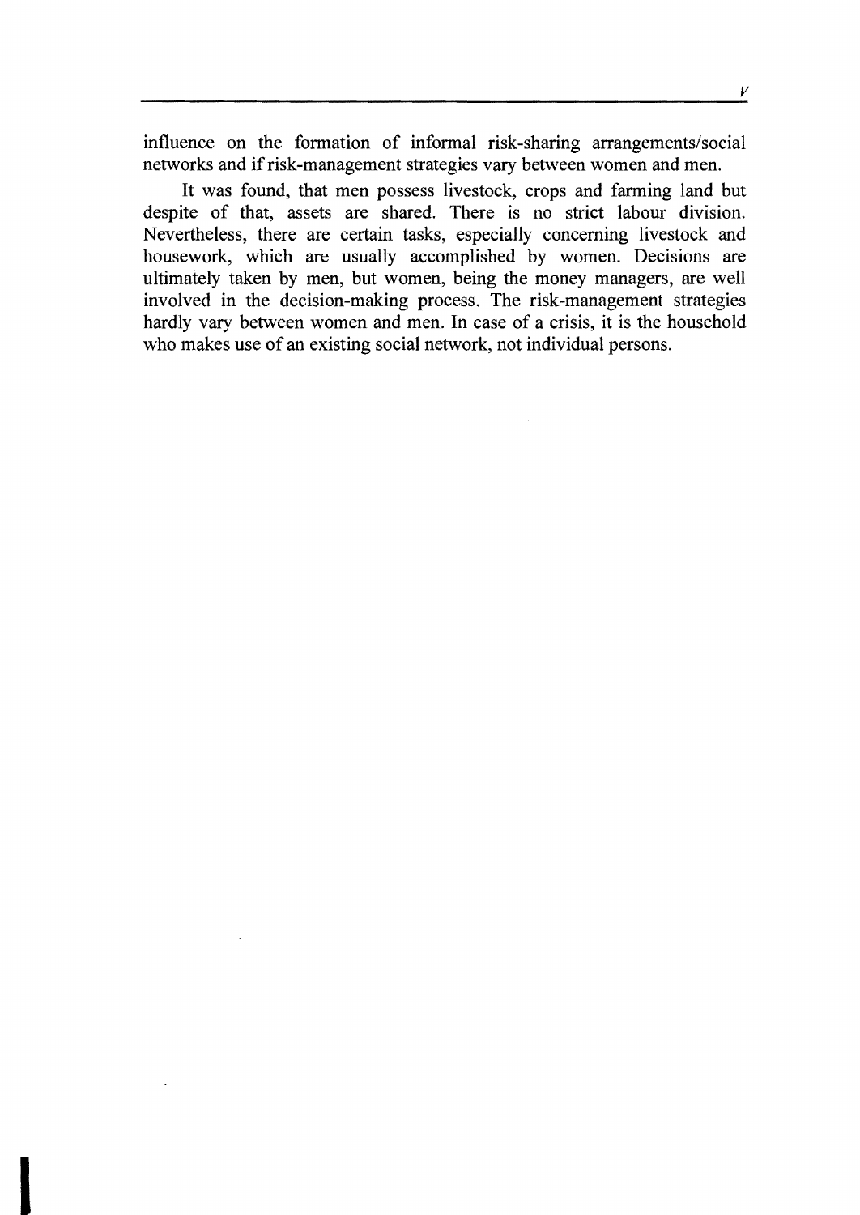influence on the formation of informal risk-sharing arrangements/social networks and if risk-management strategies vary between women and men.

It was found, that men possess livestock, crops and farming land but despite of that, assets are shared. There is no strict labour division. Nevertheless, there are certain tasks, especially concerning livestock and housework, which are usually accomplished by women. Decisions are ultimately taken by men, but women, being the money managers, are well involved in the decision-making process. The risk-management strategies hardly vary between women and men. In case of a crisis, it is the household who makes use of an existing social network, not individual persons.